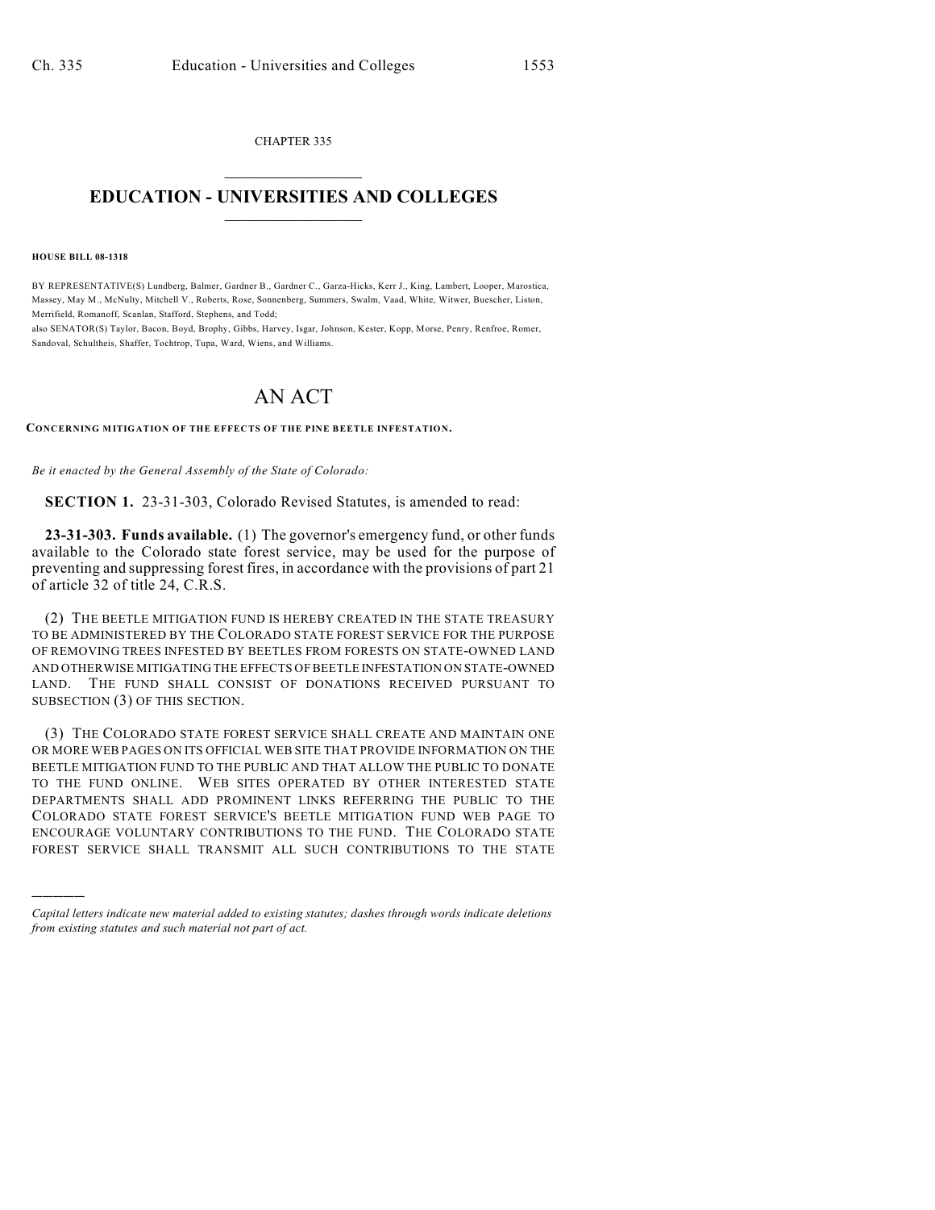CHAPTER 335

# EDUCATION - UNIVERSITIES AND COLLEGES

**HOUSE BILL 08-1318**

BY REPRESENTATIVE(S) Lundberg, Balmer, Gardner B., Gardner C., Garza-Hicks, Kerr J., King, Lambert, Looper, Marostica, Massey, May M., McNulty, Mitchell V., Roberts, Rose, Sonnenberg, Summers, Swalm, Vaad, White, Witwer, Buescher, Liston, Merrifield, Romanoff, Scanlan, Stafford, Stephens, and Todd;
also SENATOR(S) Taylor, Bacon, Boyd, Brophy, Gibbs, Harvey, Isgar, Johnson, Kester, Kopp, Morse, Penry, Renfroe, Romer, Sandoval, Schultheis, Shaffer, Tochtrop, Tupa, Ward, Wiens, and Williams.

# AN ACT

**CONCERNING MITIGATION OF THE EFFECTS OF THE PINE BEETLE INFESTATION.**

*Be it enacted by the General Assembly of the State of Colorado:*

**SECTION 1.** 23-31-303, Colorado Revised Statutes, is amended to read:

**23-31-303. Funds available.** (1) The governor's emergency fund, or other funds available to the Colorado state forest service, may be used for the purpose of preventing and suppressing forest fires, in accordance with the provisions of part 21 of article 32 of title 24, C.R.S.

(2) THE BEETLE MITIGATION FUND IS HEREBY CREATED IN THE STATE TREASURY TO BE ADMINISTERED BY THE COLORADO STATE FOREST SERVICE FOR THE PURPOSE OF REMOVING TREES INFESTED BY BEETLES FROM FORESTS ON STATE-OWNED LAND AND OTHERWISE MITIGATING THE EFFECTS OF BEETLE INFESTATION ON STATE-OWNED LAND. THE FUND SHALL CONSIST OF DONATIONS RECEIVED PURSUANT TO SUBSECTION (3) OF THIS SECTION.

(3) THE COLORADO STATE FOREST SERVICE SHALL CREATE AND MAINTAIN ONE OR MORE WEB PAGES ON ITS OFFICIAL WEB SITE THAT PROVIDE INFORMATION ON THE BEETLE MITIGATION FUND TO THE PUBLIC AND THAT ALLOW THE PUBLIC TO DONATE TO THE FUND ONLINE. WEB SITES OPERATED BY OTHER INTERESTED STATE DEPARTMENTS SHALL ADD PROMINENT LINKS REFERRING THE PUBLIC TO THE COLORADO STATE FOREST SERVICE'S BEETLE MITIGATION FUND WEB PAGE TO ENCOURAGE VOLUNTARY CONTRIBUTIONS TO THE FUND. THE COLORADO STATE FOREST SERVICE SHALL TRANSMIT ALL SUCH CONTRIBUTIONS TO THE STATE

---

*Capital letters indicate new material added to existing statutes; dashes through words indicate deletions from existing statutes and such material not part of act.*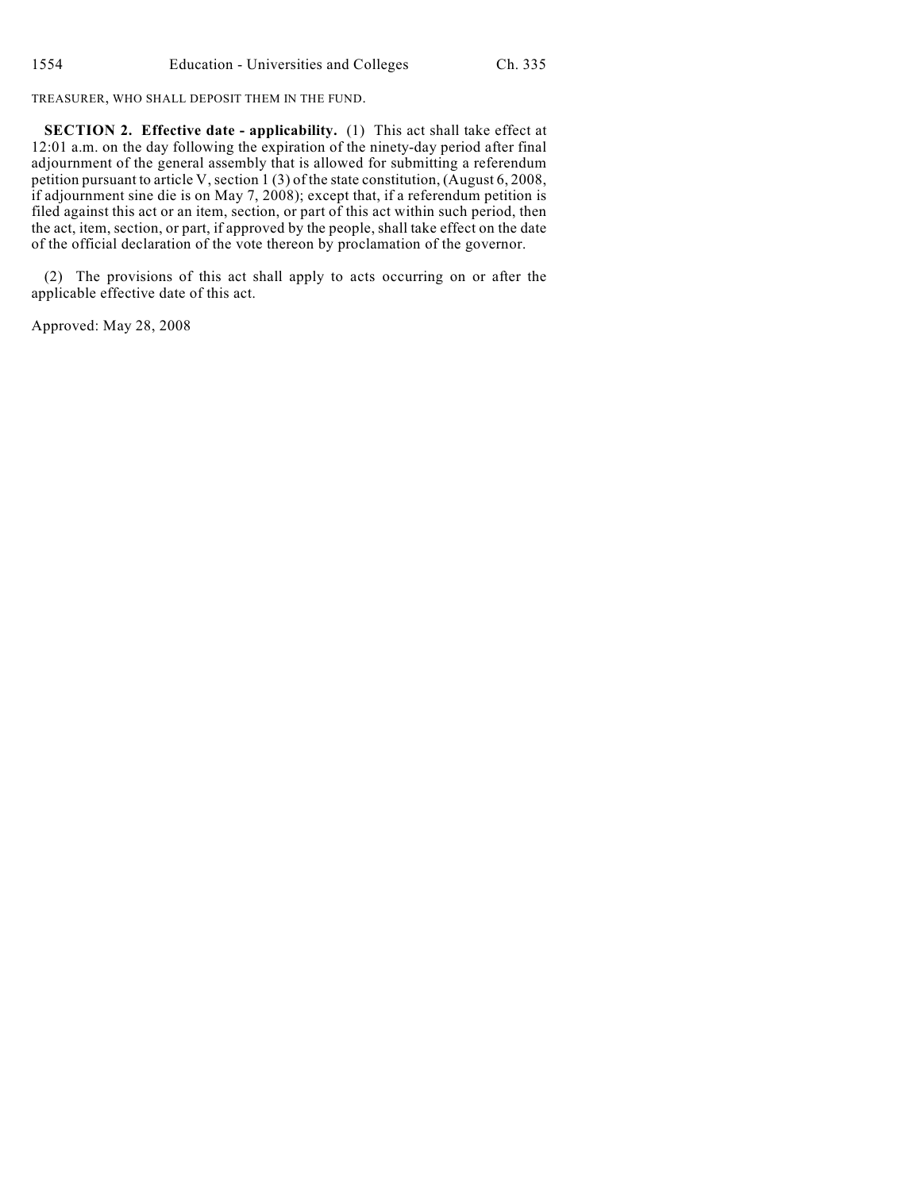TREASURER, WHO SHALL DEPOSIT THEM IN THE FUND.

**SECTION 2. Effective date - applicability.** (1) This act shall take effect at 12:01 a.m. on the day following the expiration of the ninety-day period after final adjournment of the general assembly that is allowed for submitting a referendum petition pursuant to article V, section 1 (3) of the state constitution, (August 6, 2008, if adjournment sine die is on May 7, 2008); except that, if a referendum petition is filed against this act or an item, section, or part of this act within such period, then the act, item, section, or part, if approved by the people, shall take effect on the date of the official declaration of the vote thereon by proclamation of the governor.

(2) The provisions of this act shall apply to acts occurring on or after the applicable effective date of this act.

Approved: May 28, 2008